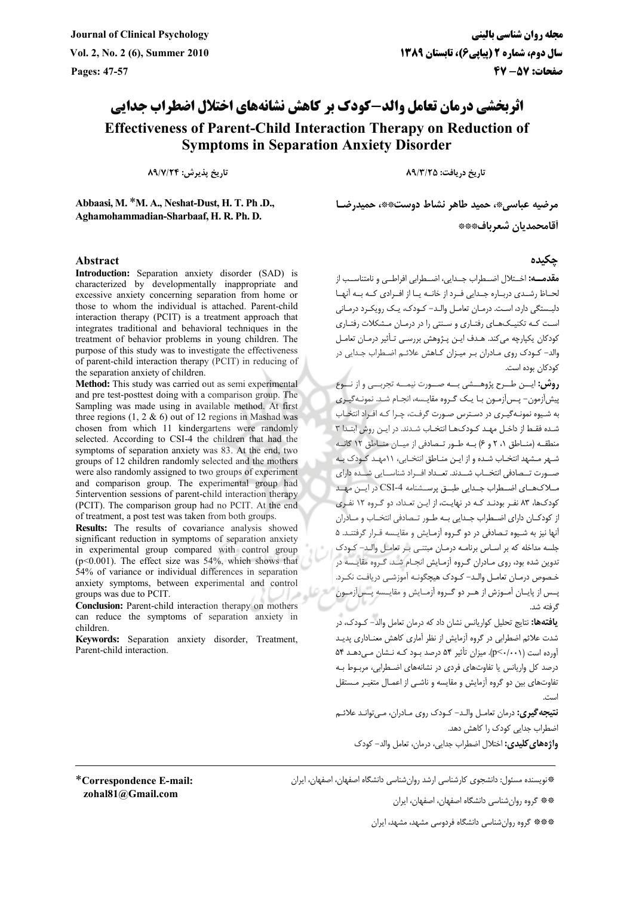# اثربخشی درمان تعامل والد–کودک بر کاهش نشانه‌های اختلال اضطراب جدایی

# Effectiveness of Parent-Child Interaction Therapy on Reduction of Symptoms in Separation Anxiety Disorder

تاریخ دریافت: ۸۹/۳/۲۵

تاریخ پذیرش: ۸۹/۷/۲۴

مرضیه عباسی*، حمید طاهر نشاط دوست**، حمیدرضا آقامحمدیان شعرباف***

Abbaasi, M. *M. A., Neshat-Dust, H. T. Ph .D., Aghamohammadian-Sharbaf, H. R. Ph. D.

## چکیده

**مقدمه:** اختلال اضطراب جدایی، اضطرابی افراطی و نامتناسب از لحاظ رشدی درباره جدایی فرد از خانه یا از افرادی که به آنها دلبستگی دارد، است. درمان تعامل والد– کودک، یک رویکرد درمانی است که تکنیک‌های رفتاری و سنتی را در درمان مشکلات رفتاری کودکان یکپارچه می‌کند. هدف این پژوهش بررسی تأثیر درمان تعامل والد– کودک روی مادران بر میزان کاهش علائم اضطراب جدایی در کودکان بوده است.

**روش:** این طرح پژوهشی به صورت نیمه تجربی و از نوع پیش‌آزمون– پس‌آزمون با یک گروه مقایسه، انجام شد. نمونه‌گیری به شیوه نمونه‌گیری در دسترس صورت گرفت، چرا که افراد انتخاب شده فقط از داخل مهد کودک‌ها انتخاب شدند. در این روش ابتدا ۳ منطقه (مناطق ۱، ۲ و ۶) به طور تصادفی از میان مناطق ۱۲ گانه شهر مشهد انتخاب شده و از این مناطق انتخابی، ۱۱مهد کودک به صورت تصادفی انتخاب شدند. تعداد افراد شناسایی شده دارای ملاک‌های اضطراب جدایی طبق پرسشنامه CSI-4 در این مهد کودک‌ها، ۸۳ نفر بودند که در نهایت، از این تعداد، دو گروه ۱۲ نفری از کودکان دارای اضطراب جدایی به طور تصادفی انتخاب و مادران آنها نیز به شیوه تصادفی در دو گروه آزمایش و مقایسه قرار گرفتند. ۵ جلسه مداخله که بر اساس برنامه درمان مبتنی بر تعامل والد– کودک تدوین شده بود، روی مادران گروه آزمایش انجام شد. گروه مقایسه در خصوص درمان تعامل والد– کودک هیچگونه آموزشی دریافت نکرد. پس از پایان آموزش از هر دو گروه آزمایش و مقایسه پس‌آزمون گرفته شد.

**یافته‌ها:** نتایج تحلیل کوواریانس نشان داد که درمان تعامل والد– کودک، در شدت علائم اضطرابی در گروه آزمایش از نظر آماری کاهش معناداری پدید آورده است (p<۰/۰۰۱). میزان تأثیر ۵۴ درصد بود که نشان می‌دهد ۵۴ درصد کل واریانس یا تفاوت‌های فردی در نشانه‌های اضطرابی، مربوط به تفاوت‌های بین دو گروه آزمایش و مقایسه و ناشی از اعمال متغیر مستقل است.

**نتیجه‌گیری:** درمان تعامل والد– کودک روی مادران، می‌تواند علائم اضطراب جدایی کودک را کاهش دهد.

**واژه‌های کلیدی:** اختلال اضطراب جدایی، درمان، تعامل والد– کودک

## Abstract

**Introduction:** Separation anxiety disorder (SAD) is characterized by developmentally inappropriate and excessive anxiety concerning separation from home or those to whom the individual is attached. Parent-child interaction therapy (PCIT) is a treatment approach that integrates traditional and behavioral techniques in the treatment of behavior problems in young children. The purpose of this study was to investigate the effectiveness of parent-child interaction therapy (PCIT) in reducing of the separation anxiety of children.

**Method:** This study was carried out as semi experimental and pre test-posttest doing with a comparison group. The Sampling was made using in available method. At first three regions (1, 2 & 6) out of 12 regions in Mashad was chosen from which 11 kindergartens were randomly selected. According to CSI-4 the children that had the symptoms of separation anxiety was 83. At the end, two groups of 12 children randomly selected and the mothers were also randomly assigned to two groups of experiment and comparison group. The experimental group had 5intervention sessions of parent-child interaction therapy (PCIT). The comparison group had no PCIT. At the end of treatment, a post test was taken from both groups.

**Results:** The results of covariance analysis showed significant reduction in symptoms of separation anxiety in experimental group compared with control group ($p<0.001$). The effect size was 54%, which shows that 54% of variance or individual differences in separation anxiety symptoms, between experimental and control groups was due to PCIT.

**Conclusion:** Parent-child interaction therapy on mothers can reduce the symptoms of separation anxiety in children.

**Keywords:** Separation anxiety disorder, Treatment, Parent-child interaction.

---

*نویسنده مسئول: دانشجوی کارشناسی ارشد روان‌شناسی دانشگاه اصفهان، اصفهان، ایران

** گروه روان‌شناسی دانشگاه اصفهان، اصفهان، ایران

*** گروه روان‌شناسی دانشگاه فردوسی مشهد، مشهد، ایران

*Correspondence E-mail: zohal81@Gmail.com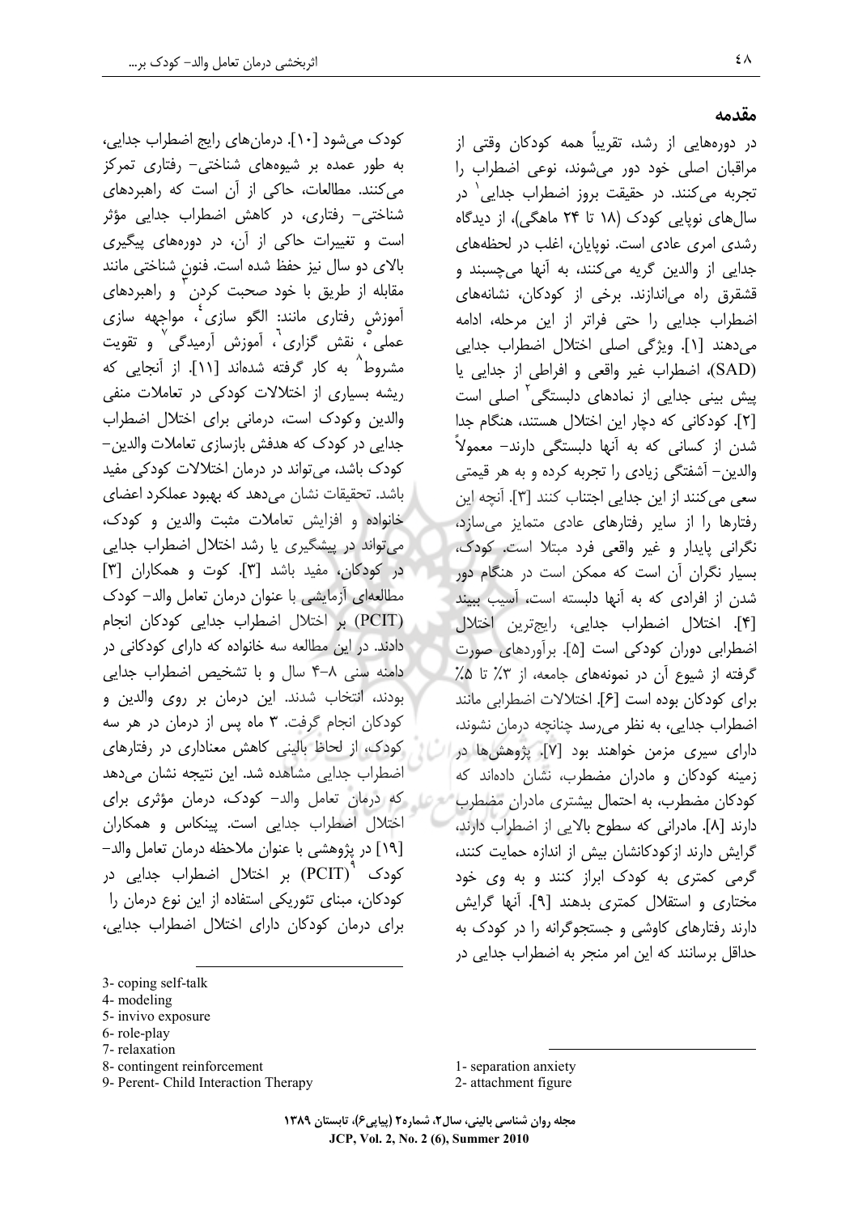## مقدمه

در دوره‌هایی از رشد، تقریباً همه کودکان وقتی از مراقبان اصلی خود دور می‌شوند، نوعی اضطراب را تجربه می‌کنند. در حقیقت بروز اضطراب جدایی[1] در سال‌های نوپایی کودک (۱۸ تا ۲۴ ماهگی)، از دیدگاه رشدی امری عادی است. نوپایان، اغلب در لحظه‌های جدایی از والدین گریه می‌کنند، به آنها می‌چسبند و قشقرق راه می‌اندازند. برخی از کودکان، نشانه‌های اضطراب جدایی را حتی فراتر از این مرحله، ادامه می‌دهند [۱]. ویژگی اصلی اختلال اضطراب جدایی (SAD)، اضطراب غیر واقعی و افراطی از جدایی یا پیش بینی جدایی از نمادهای دلبستگی[2] اصلی است [۲]. کودکانی که دچار این اختلال هستند، هنگام جدا شدن از کسانی که به آنها دلبستگی دارند- معمولاً والدین- آشفتگی زیادی را تجربه کرده و به هر قیمتی سعی می‌کنند از این جدایی اجتناب کنند [۳]. آنچه این رفتارها را از سایر رفتارهای عادی متمایز می‌سازد، نگرانی پایدار و غیر واقعی فرد مبتلا است. کودک، بسیار نگران آن است که ممکن است در هنگام دور شدن از افرادی که به آنها دلبسته است، آسیب ببیند [۴]. اختلال اضطراب جدایی، رایج‌ترین اختلال اضطرابی دوران کودکی است [۵]. برآوردهای صورت گرفته از شیوع آن در نمونه‌های جامعه، از ۳٪ تا ۵٪ برای کودکان بوده است [۶]. اختلالات اضطرابی مانند اضطراب جدایی، به نظر می‌رسد چنانچه درمان نشوند، دارای سیری مزمن خواهند بود [۷]. پژوهش‌ها در زمینه کودکان و مادران مضطرب، نشان داده‌اند که کودکان مضطرب، به احتمال بیشتری مادران مضطرب دارند [۸]. مادرانی که سطوح بالایی از اضطراب دارند، گرایش دارند ازکودکانشان بیش از اندازه حمایت کنند، گرمی کمتری به کودک ابراز کنند و به وی خود مختاری و استقلال کمتری بدهند [۹]. آنها گرایش دارند رفتارهای کاوشی و جستجوگرانه را در کودک به حداقل برسانند که این امر منجر به اضطراب جدایی در کودک می‌شود [۱۰]. درمان‌های رایج اضطراب جدایی، به طور عمده بر شیوه‌های شناختی- رفتاری تمرکز می‌کنند. مطالعات، حاکی از آن است که راهبردهای شناختی- رفتاری، در کاهش اضطراب جدایی مؤثر است و تغییرات حاکی از آن، در دوره‌های پیگیری بالای دو سال نیز حفظ شده است. فنون شناختی مانند مقابله از طریق با خود صحبت کردن[3] و راهبردهای آموزش رفتاری مانند: الگو سازی[4]، مواجهه سازی عملی[5]، نقش گزاری[6]، آموزش آرمیدگی[7] و تقویت مشروط[8] به کار گرفته شده‌اند [۱۱]. از آنجایی که ریشه بسیاری از اختلالات کودکی در تعاملات منفی والدین وکودک است، درمانی برای اختلال اضطراب جدایی در کودک که هدفش بازسازی تعاملات والدین- کودک باشد، می‌تواند در درمان اختلالات کودکی مفید باشد. تحقیقات نشان می‌دهد که بهبود عملکرد اعضای خانواده و افزایش تعاملات مثبت والدین و کودک، می‌تواند در پیشگیری یا رشد اختلال اضطراب جدایی در کودکان، مفید باشد [۳]. کوت و همکاران [۳] مطالعه‌ای آزمایشی با عنوان درمان تعامل والد- کودک (PCIT) بر اختلال اضطراب جدایی کودکان انجام دادند. در این مطالعه سه خانواده که دارای کودکانی در دامنه سنی ۸-۴ سال و با تشخیص اضطراب جدایی بودند، انتخاب شدند. این درمان بر روی والدین و کودکان انجام گرفت. ۳ ماه پس از درمان در هر سه کودک، از لحاظ بالینی کاهش معناداری در رفتارهای اضطراب جدایی مشاهده شد. این نتیجه نشان می‌دهد که درمان تعامل والد- کودک، درمان مؤثری برای اختلال اضطراب جدایی است. پینکاس و همکاران [۱۹] در پژوهشی با عنوان ملاحظه درمان تعامل والد- کودک (PCIT)[9] بر اختلال اضطراب جدایی در کودکان، مبنای تئوریکی استفاده از این نوع درمان را برای درمان کودکان دارای اختلال اضطراب جدایی،

---

1- separation anxiety
2- attachment figure
3- coping self-talk
4- modeling
5- invivo exposure
6- role-play
7- relaxation
8- contingent reinforcement
9- Perent- Child Interaction Therapy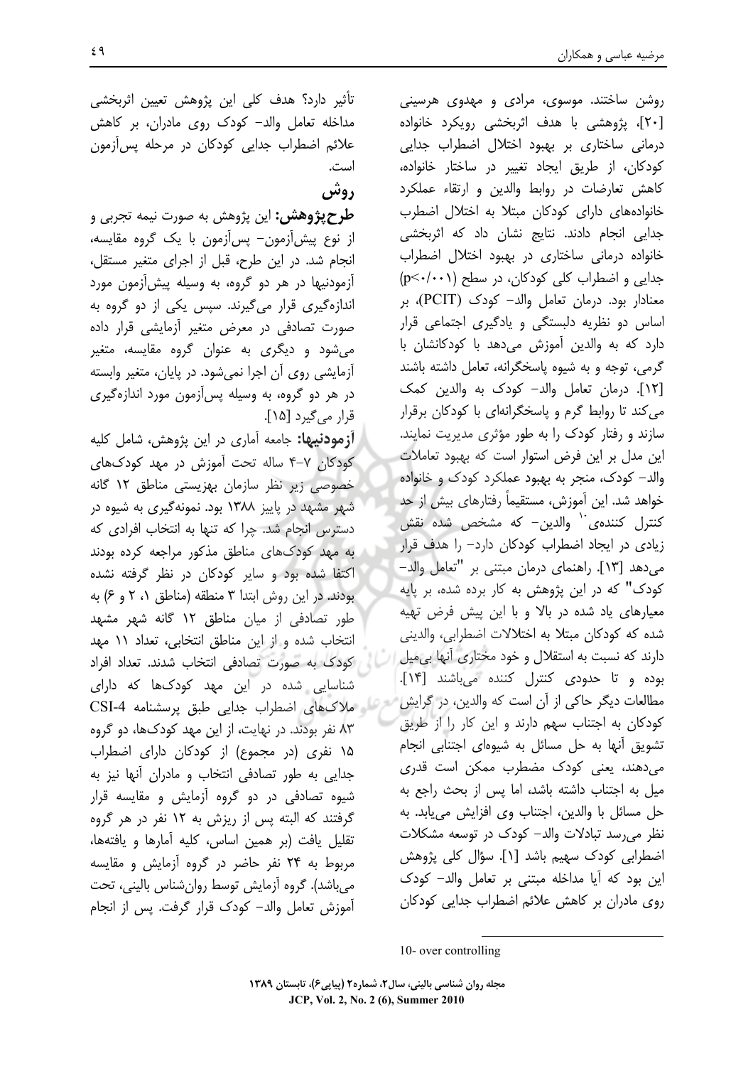روشن ساختند. موسوی، مرادی و مهدوی هرسینی [۲۰]، پژوهشی با هدف اثربخشی رویکرد خانواده درمانی ساختاری بر بهبود اختلال اضطراب جدایی کودکان، از طریق ایجاد تغییر در ساختار خانواده، کاهش تعارضات در روابط والدین و ارتقاء عملکرد خانواده‌های دارای کودکان مبتلا به اختلال اضطرب جدایی انجام دادند. نتایج نشان داد که اثربخشی خانواده درمانی ساختاری در بهبود اختلال اضطراب جدایی و اضطراب کلی کودکان، در سطح ($p<0/001$) معنادار بود. درمان تعامل والد- کودک (PCIT)، بر اساس دو نظریه دلبستگی و یادگیری اجتماعی قرار دارد که به والدین آموزش می‌دهد با کودکانشان با گرمی، توجه و به شیوه پاسخگرانه، تعامل داشته باشند [۱۲]. درمان تعامل والد- کودک به والدین کمک می‌کند تا روابط گرم و پاسخگرانه‌ای با کودکان برقرار سازند و رفتار کودک را به طور مؤثری مدیریت نمایند. این مدل بر این فرض استوار است که بهبود تعاملات والد- کودک، منجر به بهبود عملکرد کودک و خانواده خواهد شد. این آموزش، مستقیماً رفتارهای بیش از حد کنترل کننده‌ی [10] والدین- که مشخص شده نقش زیادی در ایجاد اضطراب کودکان دارد- را هدف قرار می‌دهد [۱۳]. راهنمای درمان مبتنی بر "تعامل والد- کودک" که در این پژوهش به کار برده شده، بر پایه معیارهای یاد شده در بالا و با این پیش فرض تهیه شده که کودکان مبتلا به اختلالات اضطرابی، والدینی دارند که نسبت به استقلال و خود مختاری آنها بی‌میل بوده و تا حدودی کنترل کننده می‌باشند [۱۴]. مطالعات دیگر حاکی از آن است که والدین، در گرایش کودکان به اجتناب سهم دارند و این کار را از طریق تشویق آنها به حل مسائل به شیوه‌ای اجتنابی انجام می‌دهند، یعنی کودک مضطرب ممکن است قدری میل به اجتناب داشته باشد، اما پس از بحث راجع به حل مسائل با والدین، اجتناب وی افزایش می‌یابد. به نظر می‌رسد تبادلات والد- کودک در توسعه مشکلات اضطرابی کودک سهیم باشد [۱]. سؤال کلی پژوهش این بود که آیا مداخله مبتنی بر تعامل والد- کودک روی مادران بر کاهش علائم اضطراب جدایی کودکان تأثیر دارد؟ هدف کلی این پژوهش تعیین اثربخشی مداخله تعامل والد- کودک روی مادران، بر کاهش علائم اضطراب جدایی کودکان در مرحله پس‌آزمون است.

## روش

**طرح پژوهش:** این پژوهش به صورت نیمه تجربی و از نوع پیش‌آزمون- پس‌آزمون با یک گروه مقایسه، انجام شد. در این طرح، قبل از اجرای متغیر مستقل، آزمودنیها در هر دو گروه، به وسیله پیش‌آزمون مورد اندازه‌گیری قرار می‌گیرند. سپس یکی از دو گروه به صورت تصادفی در معرض متغیر آزمایشی قرار داده می‌شود و دیگری به عنوان گروه مقایسه، متغیر آزمایشی روی آن اجرا نمی‌شود. در پایان، متغیر وابسته در هر دو گروه، به وسیله پس‌آزمون مورد اندازه‌گیری قرار می‌گیرد [۱۵].

**آزمودنیها:** جامعه آماری در این پژوهش، شامل کلیه کودکان ۷-۴ ساله تحت آموزش در مهد کودک‌های خصوصی زیر نظر سازمان بهزیستی مناطق ۱۲ گانه شهر مشهد در پاییز ۱۳۸۸ بود. نمونه‌گیری به شیوه در دسترس انجام شد. چرا که تنها به انتخاب افرادی که به مهد کودک‌های مناطق مذکور مراجعه کرده بودند اکتفا شده بود و سایر کودکان در نظر گرفته نشده بودند. در این روش ابتدا ۳ منطقه (مناطق ۱، ۲ و ۶) به طور تصادفی از میان مناطق ۱۲ گانه شهر مشهد انتخاب شده و از این مناطق انتخابی، تعداد ۱۱ مهد کودک به صورت تصادفی انتخاب شدند. تعداد افراد شناسایی شده در این مهد کودک‌ها که دارای ملاک‌های اضطراب جدایی طبق پرسشنامه CSI-4 ۸۳ نفر بودند. در نهایت، از این مهد کودک‌ها، دو گروه ۱۵ نفری (در مجموع) از کودکان دارای اضطراب جدایی به طور تصادفی انتخاب و مادران آنها نیز به شیوه تصادفی در دو گروه آزمایش و مقایسه قرار گرفتند که البته پس از ریزش به ۱۲ نفر در هر گروه تقلیل یافت (بر همین اساس، کلیه آمارها و یافته‌ها، مربوط به ۲۴ نفر حاضر در گروه آزمایش و مقایسه می‌باشد). گروه آزمایش توسط روان‌شناس بالینی، تحت آموزش تعامل والد- کودک قرار گرفت. پس از انجام

10- over controlling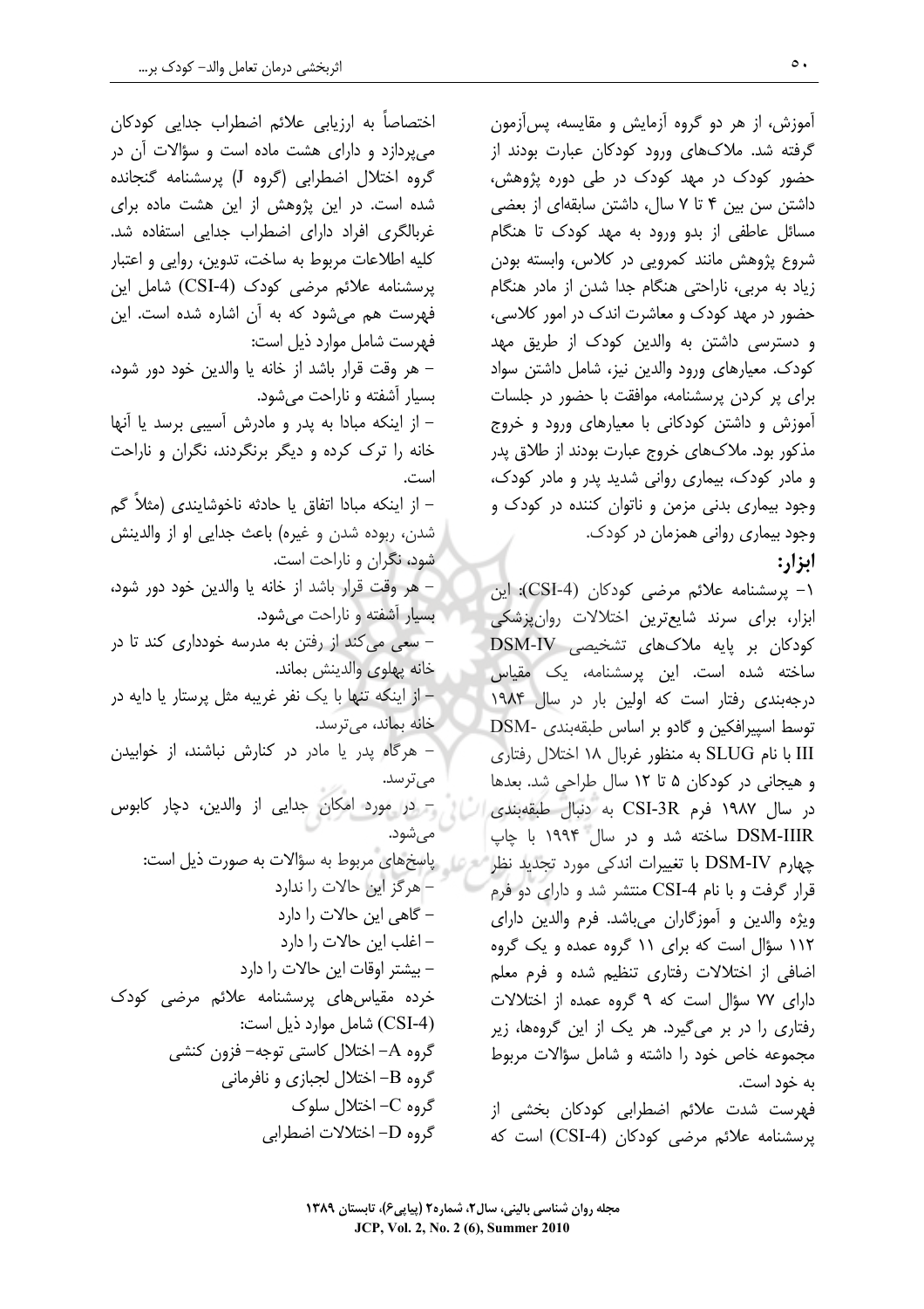آموزش، از هر دو گروه آزمایش و مقایسه، پس‌آزمون گرفته شد. ملاک‌های ورود کودکان عبارت بودند از حضور کودک در مهد کودک در طی دوره پژوهش، داشتن سن بین ۴ تا ۷ سال، داشتن سابقه‌ای از بعضی مسائل عاطفی از بدو ورود به مهد کودک تا هنگام شروع پژوهش مانند کمرویی در کلاس، وابسته بودن زیاد به مربی، ناراحتی هنگام جدا شدن از مادر هنگام حضور در مهد کودک و معاشرت اندک در امور کلاسی، و دسترسی داشتن به والدین کودک از طریق مهد کودک. معیارهای ورود والدین نیز، شامل داشتن سواد برای پر کردن پرسشنامه، موافقت با حضور در جلسات آموزش و داشتن کودکانی با معیارهای ورود و خروج مذکور بود. ملاک‌های خروج عبارت بودند از طلاق پدر و مادر کودک، بیماری روانی شدید پدر و مادر کودک، وجود بیماری بدنی مزمن و ناتوان کننده در کودک و وجود بیماری روانی همزمان در کودک.

**ابزار:**

۱- پرسشنامه علائم مرضی کودکان (CSI-4): این ابزار، برای سرند شایع‌ترین اختلالات روانپزشکی کودکان بر پایه ملاک‌های تشخیصی DSM-IV ساخته شده است. این پرسشنامه، یک مقیاس درجه‌بندی رفتار است که اولین بار در سال ۱۹۸۴ توسط اسپیرافکین و گادو بر اساس طبقه‌بندی DSM-III با نام SLUG به منظور غربال ۱۸ اختلال رفتاری و هیجانی در کودکان ۵ تا ۱۲ سال طراحی شد. بعدها در سال ۱۹۸۷ فرم CSI-3R به دنبال طبقه‌بندی DSM-IIIR ساخته شد و در سال ۱۹۹۴ با چاپ چهارم DSM-IV با تغییرات اندکی مورد تجدید نظر قرار گرفت و با نام CSI-4 منتشر شد و دارای دو فرم ویژه والدین و آموزگاران می‌باشد. فرم والدین دارای ۱۱۲ سؤال است که برای ۱۱ گروه عمده و یک گروه اضافی از اختلالات رفتاری تنظیم شده و فرم معلم دارای ۷۷ سؤال است که ۹ گروه عمده از اختلالات رفتاری را در بر می‌گیرد. هر یک از این گروه‌ها، زیر مجموعه خاص خود را داشته و شامل سؤالات مربوط به خود است.

فهرست شدت علائم اضطرابی کودکان بخشی از پرسشنامه علائم مرضی کودکان (CSI-4) است که اختصاصاً به ارزیابی علائم اضطراب جدایی کودکان می‌پردازد و دارای هشت ماده است و سؤالات آن در گروه اختلال اضطرابی (گروه J) پرسشنامه گنجانده شده است. در این پژوهش از این هشت ماده برای غربالگری افراد دارای اضطراب جدایی استفاده شد. کلیه اطلاعات مربوط به ساخت، تدوین، روایی و اعتبار پرسشنامه علائم مرضی کودک (CSI-4) شامل این فهرست هم می‌شود که به آن اشاره شده است. این فهرست شامل موارد ذیل است:

- هر وقت قرار باشد از خانه یا والدین خود دور شود، بسیار آشفته و ناراحت می‌شود.
- از اینکه مبادا به پدر و مادرش آسیبی برسد یا آنها خانه را ترک کرده و دیگر برنگردند، نگران و ناراحت است.
- از اینکه مبادا اتفاق یا حادثه ناخوشایندی (مثلاً گم شدن، ربوده شدن و غیره) باعث جدایی او از والدینش شود، نگران و ناراحت است.
- هر وقت قرار باشد از خانه یا والدین خود دور شود، بسیار آشفته و ناراحت می‌شود.
- سعی می‌کند از رفتن به مدرسه خودداری کند تا در خانه پهلوی والدینش بماند.
- از اینکه تنها با یک نفر غریبه مثل پرستار یا دایه در خانه بماند، می‌ترسد.
- هرگاه پدر یا مادر در کنارش نباشند، از خوابیدن می‌ترسد.
- در مورد امکان جدایی از والدین، دچار کابوس می‌شود.

پاسخ‌های مربوط به سؤالات به صورت ذیل است:

- هرگز این حالات را ندارد
- گاهی این حالات را دارد
- اغلب این حالات را دارد
- بیشتر اوقات این حالات را دارد

خرده مقیاس‌های پرسشنامه علائم مرضی کودک (CSI-4) شامل موارد ذیل است:

گروه A- اختلال کاستی توجه- فزون کنشی
گروه B- اختلال لجبازی و نافرمانی
گروه C- اختلال سلوک
گروه D- اختلالات اضطرابی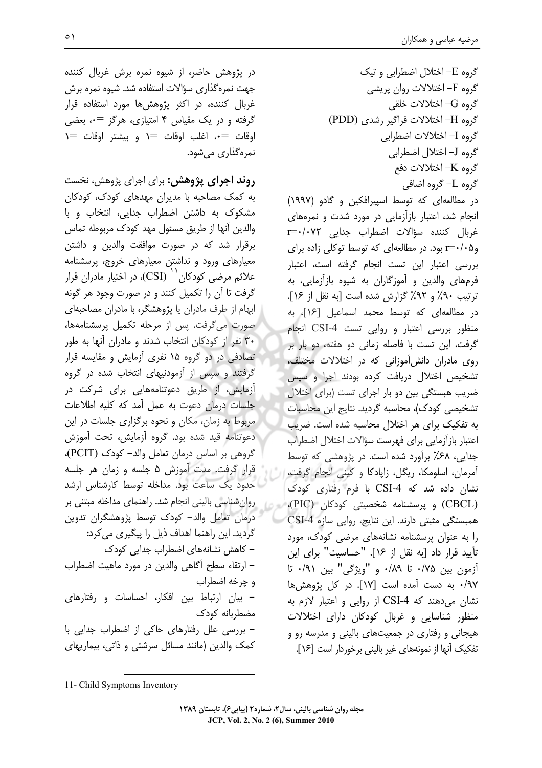گروه E– اختلال اضطرابی و تیک
گروه F– اختلالات روان پریشی
گروه G– اختلالات خلقی
گروه H– اختلالات فراگیر رشدی (PDD)
گروه I– اختلالات اضطرابی
گروه J– اختلال اضطرابی
گروه K– اختلالات دفع
گروه L– گروه اضافی

در مطالعه‌ای که توسط اسپیرافکین و گادو (۱۹۹۷) انجام شد، اعتبار بازآزمایی در مورد شدت و نمره‌های غربال کننده سؤالات اضطراب جدایی r=۰/۰۷۲ وr=۰/۰۵ بود. در مطالعه‌ای که توسط توکلی زاده برای بررسی اعتبار این تست انجام گرفته است، اعتبار فرم‌های والدین و آموزگاران به شیوه بازآزمایی، به ترتیب ۹۰٪ و ۹۲٪ گزارش شده است [به نقل از ۱۶]. در مطالعه‌ای که توسط محمد اسماعیل [۱۶]، به منظور بررسی اعتبار و روایی تست CSI-4 انجام گرفت، این تست با فاصله زمانی دو هفته، دو بار بر روی مادران دانش‌آموزانی که در اختلالات مختلف، تشخیص اختلال دریافت کرده بودند اجرا و سپس ضریب همبستگی بین دو بار اجرای تست (برای اختلال تشخیصی کودک)، محاسبه گردید. نتایج این محاسبات به تفکیک برای هر اختلال محاسبه شده است. ضریب اعتبار بازآزمایی برای فهرست سؤالات اختلال اضطراب جدایی، ۶۸٪ برآورد شده است. در پژوهشی که توسط آمرمان، اسلومکا، ریگل، زاپادکا و کینی انجام گرفت، نشان داده شد که CSI-4 با فرم رفتاری کودک (CBCL) و پرسشنامه شخصیتی کودکان (PIC)، همبستگی مثبتی دارند. این نتایج، روایی سازه CSI-4 را به عنوان پرسشنامه نشانه‌های مرضی کودک، مورد تأیید قرار داد [به نقل از ۱۶]. "حساسیت" برای این آزمون بین ۰/۷۵ تا ۰/۸۹ و "ویژگی" بین ۰/۹۱ تا ۰/۹۷ به دست آمده است [۱۷]. در کل پژوهش‌ها نشان می‌دهند که CSI-4 از روایی و اعتبار لازم به منظور شناسایی و غربال کودکان دارای اختلالات هیجانی و رفتاری در جمعیت‌های بالینی و مدرسه رو و تفکیک آنها از نمونه‌های غیر بالینی برخوردار است [۱۶].

در پژوهش حاضر، از شیوه نمره برش غربال کننده جهت نمره‌گذاری سؤالات استفاده شد. شیوه نمره برش غربال کننده، در اکثر پژوهش‌ها مورد استفاده قرار گرفته و در یک مقیاس ۴ امتیازی، هرگز =۰، بعضی اوقات =۰، اغلب اوقات =۱ و بیشتر اوقات =۱ نمره‌گذاری می‌شود.

**روند اجرای پژوهش:** برای اجرای پژوهش، نخست به کمک مصاحبه با مدیران مهدهای کودک، کودکان مشکوک به داشتن اضطراب جدایی، انتخاب و با والدین آنها از طریق مسئول مهد کودک مربوطه تماس برقرار شد که در صورت موافقت والدین و داشتن معیارهای ورود و نداشتن معیارهای خروج، پرسشنامه علائم مرضی کودکان[11] (CSI)، در اختیار مادران قرار گرفت تا آن را تکمیل کنند و در صورت وجود هر گونه ابهام از طرف مادران یا پژوهشگر، با مادران مصاحبه‌ای صورت می‌گرفت. پس از مرحله تکمیل پرسشنامه‌ها، ۳۰ نفر از کودکان انتخاب شدند و مادران آنها به طور تصادفی در دو گروه ۱۵ نفری آزمایش و مقایسه قرار گرفتند و سپس از آزمودنیهای انتخاب شده در گروه آزمایش، از طریق دعوتنامه‌هایی برای شرکت در جلسات درمان دعوت به عمل آمد که کلیه اطلاعات مربوط به زمان، مکان و نحوه برگزاری جلسات در این دعوتنامه قید شده بود. گروه آزمایش، تحت آموزش گروهی بر اساس درمان تعامل والد- کودک (PCIT)، قرار گرفت. مدت آموزش ۵ جلسه و زمان هر جلسه حدود یک ساعت بود. مداخله توسط کارشناس ارشد روان‌شناسی بالینی انجام شد. راهنمای مداخله مبتنی بر درمان تعامل والد- کودک توسط پژوهشگران تدوین گردید. این راهنما اهداف ذیل را پیگیری می‌کرد:

- کاهش نشانه‌های اضطراب جدایی کودک
- ارتقاء سطح آگاهی والدین در مورد ماهیت اضطراب و چرخه اضطراب
- بیان ارتباط بین افکار، احساسات و رفتارهای مضطربانه کودک
- بررسی علل رفتارهای حاکی از اضطراب جدایی با کمک والدین (مانند مسائل سرشتی و ذاتی، بیماریهای

---

11- Child Symptoms Inventory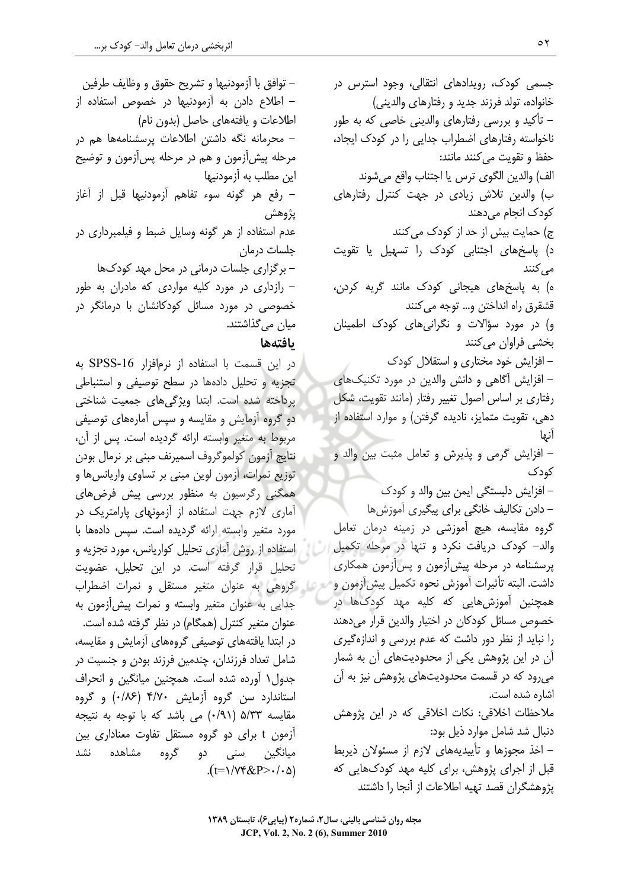جسمی کودک، رویدادهای انتقالی، وجود استرس در خانواده، تولد فرزند جدید و رفتارهای والدینی)

– تأکید و بررسی رفتارهای والدینی خاصی که به طور ناخواسته رفتارهای اضطراب جدایی را در کودک ایجاد، حفظ و تقویت می‌کنند مانند:

الف) والدین الگوی ترس یا اجتناب واقع می‌شوند

ب) والدین تلاش زیادی در جهت کنترل رفتارهای کودک انجام می‌دهند

ج) حمایت بیش از حد از کودک می‌کنند

د) پاسخ‌های اجتنابی کودک را تسهیل یا تقویت می‌کنند

ه) به پاسخ‌های هیجانی کودک مانند گریه کردن، قشقرق راه انداختن و... توجه می‌کنند

و) در مورد سؤالات و نگرانی‌های کودک اطمینان بخشی فراوان می‌کنند

– افزایش خود مختاری و استقلال کودک

– افزایش آگاهی و دانش والدین در مورد تکنیک‌های رفتاری بر اساس اصول تغییر رفتار (مانند تقویت، شکل دهی، تقویت متمایز، نادیده گرفتن) و موارد استفاده از آنها

– افزایش گرمی و پذیرش و تعامل مثبت بین والد و کودک

– افزایش دلبستگی ایمن بین والد و کودک

– دادن تکالیف خانگی برای پیگیری آموزش‌ها

گروه مقایسه، هیچ آموزشی در زمینه درمان تعامل والد- کودک دریافت نکرد و تنها در مرحله تکمیل پرسشنامه در مرحله پیش‌آزمون و پس‌آزمون همکاری داشت. البته تأثیرات آموزش نحوه تکمیل پیش‌آزمون و همچنین آموزش‌هایی که کلیه مهد کودک‌ها در خصوص مسائل کودکان در اختیار والدین قرار می‌دهند را نباید از نظر دور داشت که عدم بررسی و اندازه‌گیری آن در این پژوهش یکی از محدودیت‌های آن به شمار می‌رود که در قسمت محدودیت‌های پژوهش نیز به آن اشاره شده است.

ملاحظات اخلاقی: نکات اخلاقی که در این پژوهش دنبال شد شامل موارد ذیل بود:

– اخذ مجوزها و تأییدیه‌های لازم از مسئولان ذیربط قبل از اجرای پژوهش، برای کلیه مهد کودک‌هایی که پژوهشگران قصد تهیه اطلاعات از آنجا را داشتند

– توافق با آزمودنیها و تشریح حقوق و وظایف طرفین

– اطلاع دادن به آزمودنیها در خصوص استفاده از اطلاعات و یافته‌های حاصل (بدون نام)

– محرمانه نگه داشتن اطلاعات پرسشنامه‌ها هم در مرحله پیش‌آزمون و هم در مرحله پس‌آزمون و توضیح این مطلب به آزمودنیها

– رفع هر گونه سوء تفاهم آزمودنیها قبل از آغاز پژوهش

عدم استفاده از هر گونه وسایل ضبط و فیلمبرداری در جلسات درمان

– برگزاری جلسات درمانی در محل مهد کودک‌ها

– رازداری در مورد کلیه مواردی که مادران به طور خصوصی در مورد مسائل کودکانشان با درمانگر در میان می‌گذاشتند.

## یافته‌ها

در این قسمت با استفاده از نرم‌افزار SPSS-16 به تجزیه و تحلیل داده‌ها در سطح توصیفی و استنباطی پرداخته شده است. ابتدا ویژگی‌های جمعیت شناختی دو گروه آزمایش و مقایسه و سپس آماره‌های توصیفی مربوط به متغیر وابسته ارائه گردیده است. پس از آن، نتایج آزمون کولموگروف اسمیرنف مبنی بر نرمال بودن توزیع نمرات، آزمون لوین مبنی بر تساوی واریانس‌ها و همگنی رگرسیون به منظور بررسی پیش فرض‌های آماری لازم جهت استفاده از آزمونهای پارامتریک در مورد متغیر وابسته ارائه گردیده است. سپس داده‌ها با استفاده از روش آماری تحلیل کواریانس، مورد تجزیه و تحلیل قرار گرفته است. در این تحلیل، عضویت گروهی به عنوان متغیر مستقل و نمرات اضطراب جدایی به عنوان متغیر وابسته و نمرات پیش‌آزمون به عنوان متغیر کنترل (همگام) در نظر گرفته شده است.

در ابتدا یافته‌های توصیفی گروه‌های آزمایش و مقایسه، شامل تعداد فرزندان، چندمین فرزند بودن و جنسیت در جدول۱ آورده شده است. همچنین میانگین و انحراف استاندارد سن گروه آزمایش ۴/۷۰ (۰/۸۶) و گروه مقایسه ۵/۳۳ (۰/۹۱) می باشد که با توجه به نتیجه آزمون t برای دو گروه مستقل تفاوت معناداری بین میانگین سنی دو گروه مشاهده نشد ($t=1/74$ & $P>0/05$).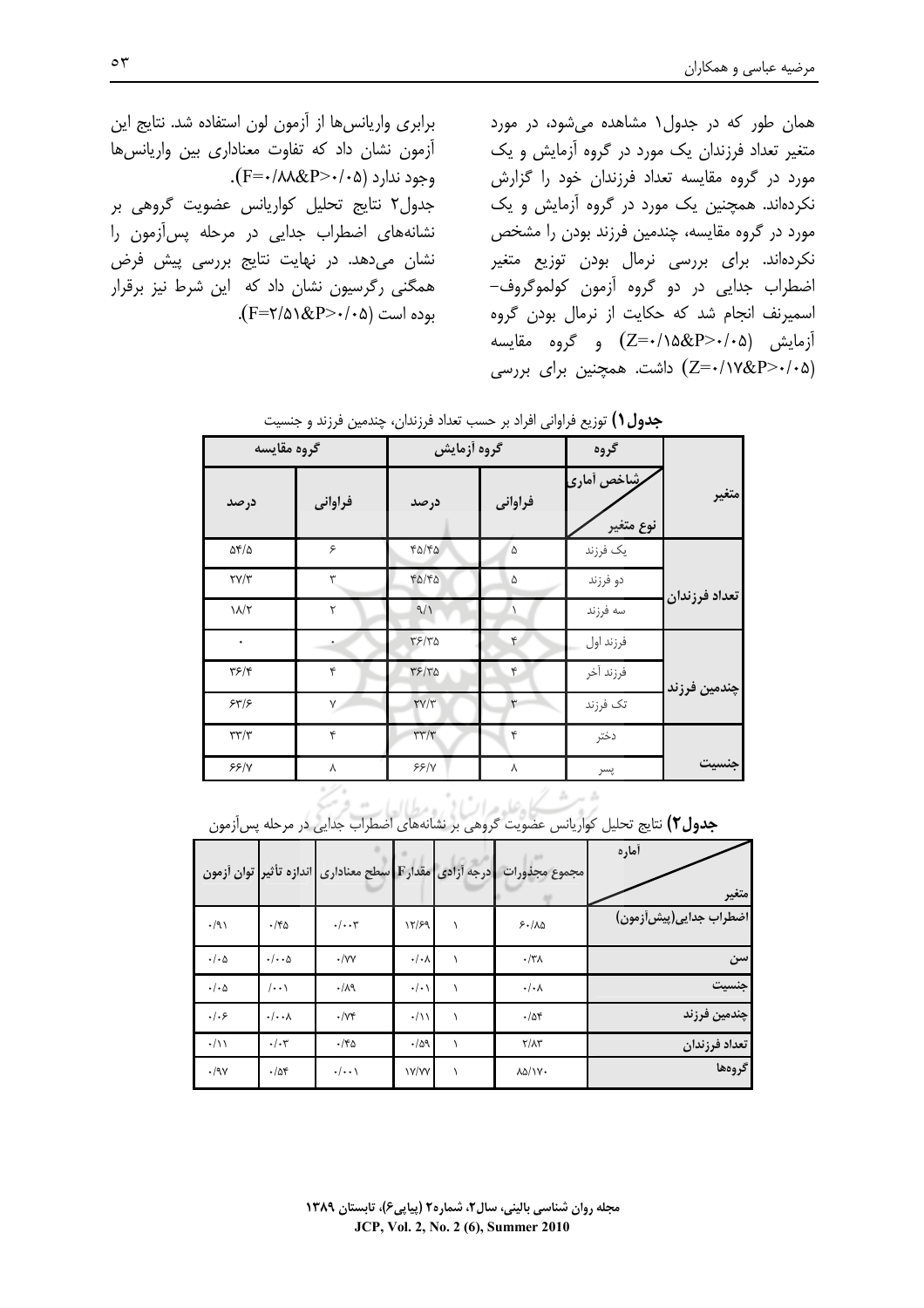همان طور که در جدول۱ مشاهده می‌شود، در مورد متغیر تعداد فرزندان یک مورد در گروه آزمایش و یک مورد در گروه مقایسه تعداد فرزندان خود را گزارش نکرده‌اند. همچنین یک مورد در گروه آزمایش و یک مورد در گروه مقایسه، چندمین فرزند بودن را مشخص نکرده‌اند. برای بررسی نرمال بودن توزیع متغیر اضطراب جدایی در دو گروه آزمون کولموگروف-اسمیرنف انجام شد که حکایت از نرمال بودن گروه آزمایش (Z=۰/۱۵&P>۰/۰۵) و گروه مقایسه (Z=۰/۱۷&P>۰/۰۵) داشت. همچنین برای بررسی برابری واریانس‌ها از آزمون لون استفاده شد. نتایج این آزمون نشان داد که تفاوت معناداری بین واریانس‌ها وجود ندارد (F=۰/۸۸&P>۰/۰۵).

جدول۲ نتایج تحلیل کواریانس عضویت گروهی بر نشانه‌های اضطراب جدایی در مرحله پس‌آزمون را نشان می‌دهد. در نهایت نتایج بررسی پیش فرض همگنی رگرسیون نشان داد که این شرط نیز برقرار بوده است (F=۲/۵۱&P>۰/۰۵).

**جدول۱)** توزیع فراوانی افراد بر حسب تعداد فرزندان، چندمین فرزند و جنسیت

| متغیر | گروه / شاخص آماری / نوع متغیر | گروه آزمایش | | گروه مقایسه | |
|---|---|---|---|---|---|
| | | فراوانی | درصد | فراوانی | درصد |
| تعداد فرزندان | یک فرزند | ۵ | ۴۵/۴۵ | ۶ | ۵۴/۵ |
| | دو فرزند | ۵ | ۴۵/۴۵ | ۳ | ۲۷/۳ |
| | سه فرزند | ۱ | ۹/۱ | ۲ | ۱۸/۲ |
| چندمین فرزند | فرزند اول | ۴ | ۳۶/۳۵ | ۰ | ۰ |
| | فرزند آخر | ۴ | ۳۶/۳۵ | ۴ | ۳۶/۴ |
| | تک فرزند | ۳ | ۲۷/۳ | ۷ | ۶۳/۶ |
| جنسیت | دختر | ۴ | ۳۳/۳ | ۴ | ۳۳/۳ |
| | پسر | ۸ | ۶۶/۷ | ۸ | ۶۶/۷ |

**جدول۲)** نتایج تحلیل کواریانس عضویت گروهی بر نشانه‌های اضطراب جدایی در مرحله پس‌آزمون

| متغیر / آماره | مجموع مجذورات | درجه آزادی | مقدار F | سطح معناداری | اندازه تأثیر | توان آزمون |
|---|---|---|---|---|---|---|
| اضطراب جدایی(پیش‌آزمون) | ۶۰/۸۵ | ۱ | ۱۲/۶۹ | ۰/۰۰۳ | ۰/۴۵ | ۰/۹۱ |
| سن | ۰/۳۸ | ۱ | ۰/۰۸ | ۰/۷۷ | ۰/۰۰۵ | ۰/۰۵ |
| جنسیت | ۰/۰۸ | ۱ | ۰/۰۱ | ۰/۸۹ | ۰/۰۰۱ | ۰/۰۵ |
| چندمین فرزند | ۰/۵۴ | ۱ | ۰/۱۱ | ۰/۷۴ | ۰/۰۰۸ | ۰/۰۶ |
| تعداد فرزندان | ۲/۸۳ | ۱ | ۰/۵۹ | ۰/۴۵ | ۰/۰۳ | ۰/۱۱ |
| گروه‌ها | ۸۵/۱۷۰ | ۱ | ۱۷/۷۷ | ۰/۰۰۱ | ۰/۵۴ | ۰/۹۷ |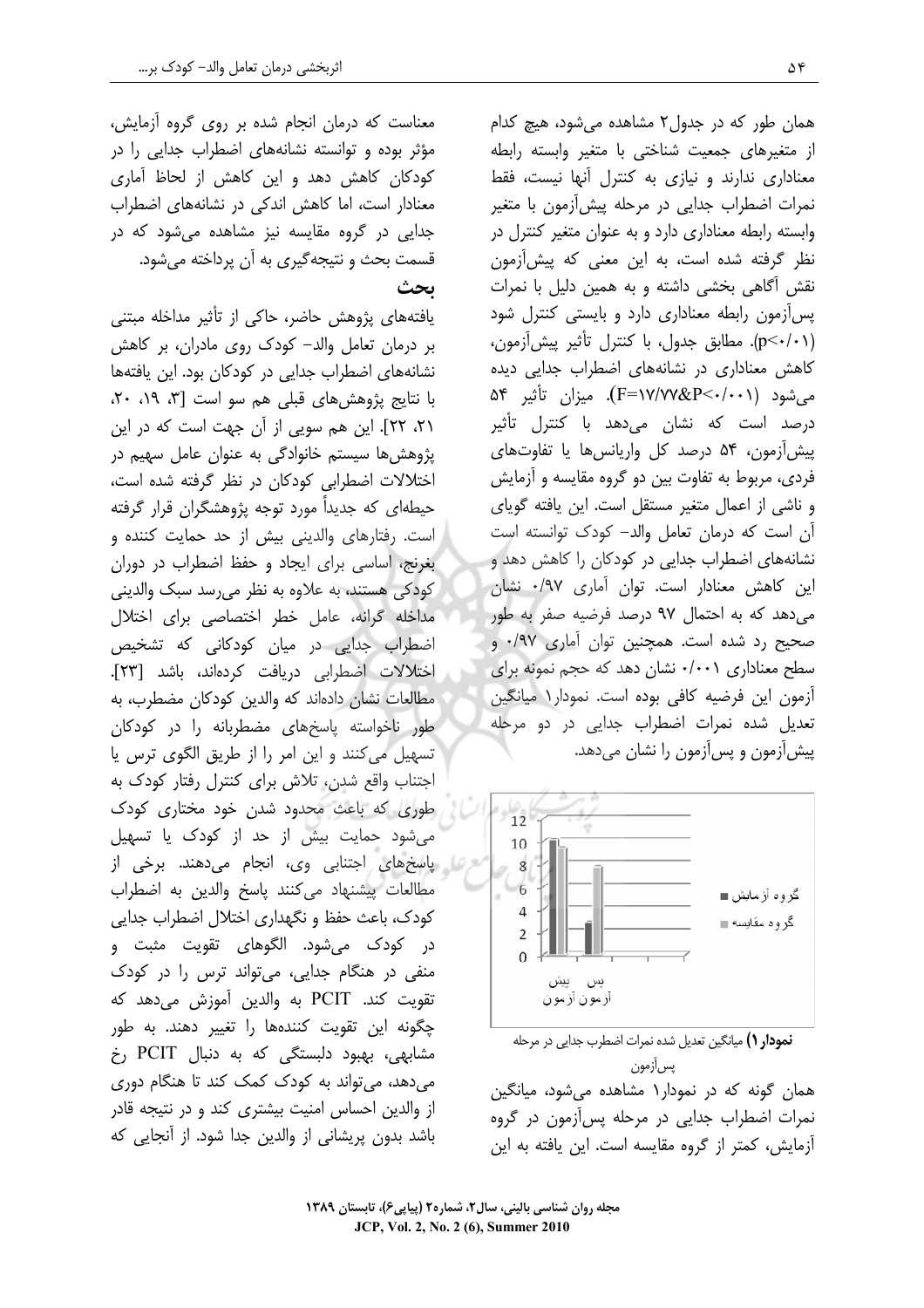همان طور که در جدول۲ مشاهده می‌شود، هیچ کدام از متغیرهای جمعیت شناختی با متغیر وابسته رابطه معناداری ندارند و نیازی به کنترل آنها نیست، فقط نمرات اضطراب جدایی در مرحله پیش‌آزمون با متغیر وابسته رابطه معناداری دارد و به عنوان متغیر کنترل در نظر گرفته شده است، به این معنی که پیش‌آزمون نقش آگاهی بخشی داشته و به همین دلیل با نمرات پس‌آزمون رابطه معناداری دارد و بایستی کنترل شود ($p<0/01$). مطابق جدول، با کنترل تأثیر پیش‌آزمون، کاهش معناداری در نشانه‌های اضطراب جدایی دیده می‌شود ($F=17/77 \& P<0/001$). میزان تأثیر ۵۴ درصد است که نشان می‌دهد با کنترل تأثیر پیش‌آزمون، ۵۴ درصد کل واریانس‌ها یا تفاوت‌های فردی، مربوط به تفاوت بین دو گروه مقایسه و آزمایش و ناشی از اعمال متغیر مستقل است. این یافته گویای آن است که درمان تعامل والد- کودک توانسته است نشانه‌های اضطراب جدایی در کودکان را کاهش دهد و این کاهش معنادار است. توان آماری ۰/۹۷ نشان می‌دهد که به احتمال ۹۷ درصد فرضیه صفر به طور صحیح رد شده است. همچنین توان آماری ۰/۹۷ و سطح معناداری ۰/۰۰۱ نشان دهد که حجم نمونه برای آزمون این فرضیه کافی بوده است. نمودار۱ میانگین تعدیل شده نمرات اضطراب جدایی در دو مرحله پیش‌آزمون و پس‌آزمون را نشان می‌دهد.

**نمودار ۱)** میانگین تعدیل شده نمرات اضطرب جدایی در مرحله پس‌آزمون

همان گونه که در نمودار۱ مشاهده می‌شود، میانگین نمرات اضطراب جدایی در مرحله پس‌آزمون در گروه آزمایش، کمتر از گروه مقایسه است. این یافته به این معناست که درمان انجام شده بر روی گروه آزمایش، مؤثر بوده و توانسته نشانه‌های اضطراب جدایی را در کودکان کاهش دهد و این کاهش از لحاظ آماری معنادار است، اما کاهش اندکی در نشانه‌های اضطراب جدایی در گروه مقایسه نیز مشاهده می‌شود که در قسمت بحث و نتیجه‌گیری به آن پرداخته می‌شود.

## بحث

یافته‌های پژوهش حاضر، حاکی از تأثیر مداخله مبتنی بر درمان تعامل والد- کودک روی مادران، بر کاهش نشانه‌های اضطراب جدایی در کودکان بود. این یافته‌ها با نتایج پژوهش‌های قبلی هم سو است [۳، ۱۹، ۲۰، ۲۱، ۲۲]. این هم سویی از آن جهت است که در این پژوهش‌ها سیستم خانوادگی به عنوان عامل سهیم در اختلالات اضطرابی کودکان در نظر گرفته شده است، حیطه‌ای که جدیداً مورد توجه پژوهشگران قرار گرفته است. رفتارهای والدینی بیش از حد حمایت کننده و بغرنج، اساسی برای ایجاد و حفظ اضطراب در دوران کودکی هستند، به علاوه به نظر می‌رسد سبک والدینی مداخله گرانه، عامل خطر اختصاصی برای اختلال اضطراب جدایی در میان کودکانی که تشخیص اختلالات اضطرابی دریافت کرده‌اند، باشد [۲۳]. مطالعات نشان داده‌اند که والدین کودکان مضطرب، به طور ناخواسته پاسخ‌های مضطربانه را در کودکان تسهیل می‌کنند و این امر را از طریق الگوی ترس یا اجتناب واقع شدن، تلاش برای کنترل رفتار کودک به طوری که باعث محدود شدن خود مختاری کودک می‌شود حمایت بیش از حد از کودک یا تسهیل پاسخ‌های اجتنابی وی، انجام می‌دهند. برخی از مطالعات پیشنهاد می‌کنند پاسخ والدین به اضطراب کودک، باعث حفظ و نگهداری اختلال اضطراب جدایی در کودک می‌شود. الگوهای تقویت مثبت و منفی در هنگام جدایی، می‌تواند ترس را در کودک تقویت کند. PCIT به والدین آموزش می‌دهد که چگونه این تقویت کننده‌ها را تغییر دهند. به طور مشابهی، بهبود دلبستگی که به دنبال PCIT رخ می‌دهد، می‌تواند به کودک کمک کند تا هنگام دوری از والدین احساس امنیت بیشتری کند و در نتیجه قادر باشد بدون پریشانی از والدین جدا شود. از آنجایی که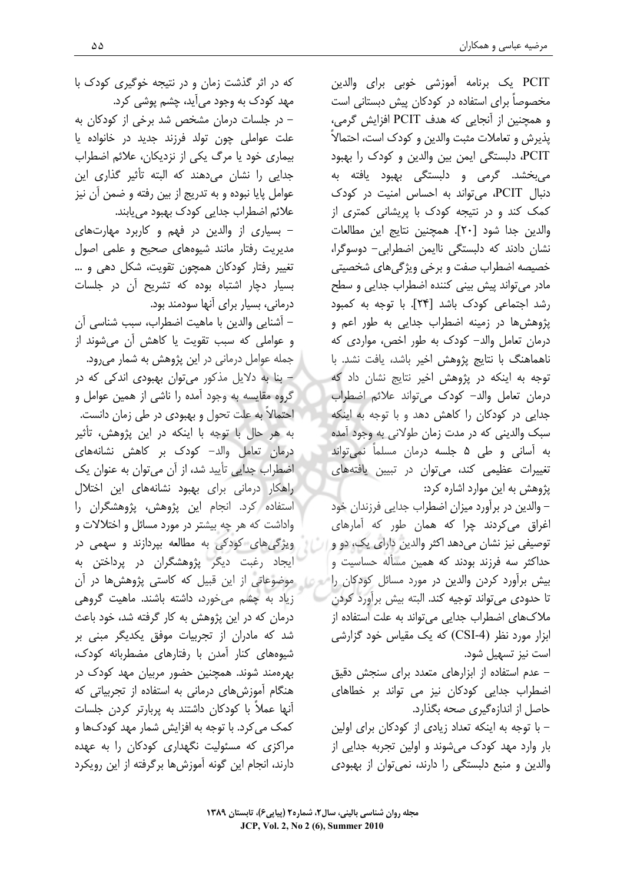PCIT یک برنامه آموزشی خوبی برای والدین مخصوصاً برای استفاده در کودکان پیش دبستانی است و همچنین از آنجایی که هدف PCIT افزایش گرمی، پذیرش و تعاملات مثبت والدین و کودک است، احتمالاً PCIT، دلبستگی ایمن بین والدین و کودک را بهبود می‌بخشد. گرمی و دلبستگی بهبود یافته به دنبال PCIT، می‌تواند به احساس امنیت در کودک کمک کند و در نتیجه کودک با پریشانی کمتری از والدین جدا شود [۲۰]. همچنین نتایج این مطالعات نشان دادند که دلبستگی ناایمن اضطرابی- دوسوگرا، خصیصه اضطراب صفت و برخی ویژگی‌های شخصیتی مادر می‌تواند پیش بینی کننده اضطراب جدایی و سطح رشد اجتماعی کودک باشد [۲۴]. با توجه به کمبود پژوهش‌ها در زمینه اضطراب جدایی به طور اعم و درمان تعامل والد- کودک به طور اخص، مواردی که ناهماهنگ با نتایج پژوهش اخیر باشد، یافت نشد. با توجه به اینکه در پژوهش اخیر نتایج نشان داد که درمان تعامل والد- کودک می‌تواند علائم اضطراب جدایی در کودکان را کاهش دهد و با توجه به اینکه سبک والدینی که در مدت زمان طولانی به وجود آمده به آسانی و طی ۵ جلسه درمان مسلماً نمی‌تواند تغییرات عظیمی کند، می‌توان در تبیین یافته‌های پژوهش به این موارد اشاره کرد:

– والدین در برآورد میزان اضطراب جدایی فرزندان خود اغراق می‌کردند چرا که همان طور که آمارهای توصیفی نیز نشان می‌دهد اکثر والدین دارای یک، دو و حداکثر سه فرزند بودند که همین مسأله حساسیت و بیش برآورد کردن والدین در مورد مسائل کودکان را تا حدودی می‌تواند توجیه کند. البته بیش برآورد کردن ملاک‌های اضطراب جدایی می‌تواند به علت استفاده از ابزار مورد نظر (CSI-4) که یک مقیاس خود گزارشی است نیز تسهیل شود.

– عدم استفاده از ابزارهای متعدد برای سنجش دقیق اضطراب جدایی کودکان نیز می تواند بر خطاهای حاصل از اندازه‌گیری صحه بگذارد.

– با توجه به اینکه تعداد زیادی از کودکان برای اولین بار وارد مهد کودک می‌شوند و اولین تجربه جدایی از والدین و منبع دلبستگی را دارند، نمی‌توان از بهبودی که در اثر گذشت زمان و در نتیجه خوگیری کودک با مهد کودک به وجود می‌آید، چشم پوشی کرد.

– در جلسات درمان مشخص شد برخی از کودکان به علت عواملی چون تولد فرزند جدید در خانواده یا بیماری خود یا مرگ یکی از نزدیکان، علائم اضطراب جدایی را نشان می‌دهند که البته تأثیر گذاری این عوامل پایا نبوده و به تدریج از بین رفته و ضمن آن نیز علائم اضطراب جدایی کودک بهبود می‌یابند.

– بسیاری از والدین در فهم و کاربرد مهارت‌های مدیریت رفتار مانند شیوه‌های صحیح و علمی اصول تغییر رفتار کودکان همچون تقویت، شکل دهی و ... بسیار دچار اشتباه بوده که تشریح آن در جلسات درمانی، بسیار برای آنها سودمند بود.

– آشنایی والدین با ماهیت اضطراب، سبب شناسی آن و عواملی که سبب تقویت یا کاهش آن می‌شوند از جمله عوامل درمانی در این پژوهش به شمار می‌رود.

– بنا به دلایل مذکور می‌توان بهبودی اندکی که در گروه مقایسه به وجود آمده را ناشی از همین عوامل و احتمالاً به علت تحول و بهبودی در طی زمان دانست.

به هر حال با توجه با اینکه در این پژوهش، تأثیر درمان تعامل والد- کودک بر کاهش نشانه‌های اضطراب جدایی تأیید شد، از آن می‌توان به عنوان یک راهکار درمانی برای بهبود نشانه‌های این اختلال استفاده کرد. انجام این پژوهش، پژوهشگران را واداشت که هر چه بیشتر در مورد مسائل و اختلالات و ویژگی‌های کودکی به مطالعه بپردازند و سهمی در ایجاد رغبت دیگر پژوهشگران در پرداختن به موضوعاتی از این قبیل که کاستی پژوهش‌ها در آن زیاد به چشم می‌خورد، داشته باشند. ماهیت گروهی درمان که در این پژوهش به کار گرفته شد، خود باعث شد که مادران از تجربیات موفق یکدیگر مبنی بر شیوه‌های کنار آمدن با رفتارهای مضطربانه کودک، بهره‌مند شوند. همچنین حضور مربیان مهد کودک در هنگام آموزش‌های درمانی به استفاده از تجربیاتی که آنها عملاً با کودکان داشتند به پربارتر کردن جلسات کمک می‌کرد. با توجه به افزایش شمار مهد کودک‌ها و مراکزی که مسئولیت نگهداری کودکان را به عهده دارند، انجام این گونه آموزش‌ها برگرفته از این رویکرد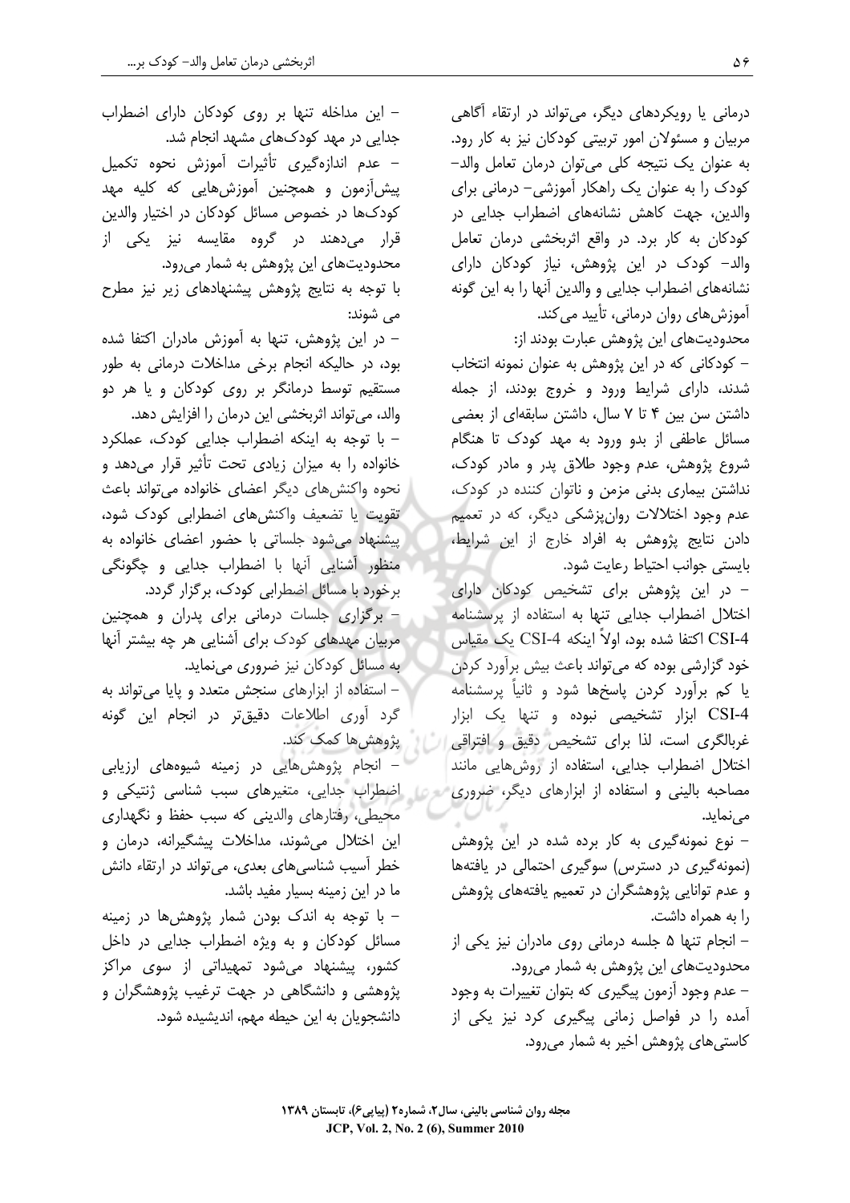درمانی یا رویکردهای دیگر، می‌تواند در ارتقاء آگاهی مربیان و مسئولان امور تربیتی کودکان نیز به کار رود. به عنوان یک نتیجه کلی می‌توان درمان تعامل والد– کودک را به عنوان یک راهکار آموزشی– درمانی برای والدین، جهت کاهش نشانه‌های اضطراب جدایی در کودکان به کار برد. در واقع اثربخشی درمان تعامل والد– کودک در این پژوهش، نیاز کودکان دارای نشانه‌های اضطراب جدایی و والدین آنها را به این گونه آموزش‌های روان درمانی، تأیید می‌کند.

محدودیت‌های این پژوهش عبارت بودند از:

– کودکانی که در این پژوهش به عنوان نمونه انتخاب شدند، دارای شرایط ورود و خروج بودند، از جمله داشتن سن بین ۴ تا ۷ سال، داشتن سابقه‌ای از بعضی مسائل عاطفی از بدو ورود به مهد کودک تا هنگام شروع پژوهش، عدم وجود طلاق پدر و مادر کودک، نداشتن بیماری بدنی مزمن و ناتوان کننده در کودک، عدم وجود اختلالات روان‌پزشکی دیگر، که در تعمیم دادن نتایج پژوهش به افراد خارج از این شرایط، بایستی جوانب احتیاط رعایت شود.

– در این پژوهش برای تشخیص کودکان دارای اختلال اضطراب جدایی تنها به استفاده از پرسشنامه CSI-4 اکتفا شده بود، اولاً اینکه CSI-4 یک مقیاس خود گزارشی بوده که می‌تواند باعث بیش برآورد کردن یا کم برآورد کردن پاسخ‌ها شود و ثانیاً پرسشنامه CSI-4 ابزار تشخیصی نبوده و تنها یک ابزار غربالگری است، لذا برای تشخیص دقیق و افتراقی اختلال اضطراب جدایی، استفاده از روش‌هایی مانند مصاحبه بالینی و استفاده از ابزارهای دیگر، ضروری می‌نماید.

– نوع نمونه‌گیری به کار برده شده در این پژوهش (نمونه‌گیری در دسترس) سوگیری احتمالی در یافته‌ها و عدم توانایی پژوهشگران در تعمیم یافته‌های پژوهش را به همراه داشت.

– انجام تنها ۵ جلسه درمانی روی مادران نیز یکی از محدودیت‌های این پژوهش به شمار می‌رود.

– عدم وجود آزمون پیگیری که بتوان تغییرات به وجود آمده را در فواصل زمانی پیگیری کرد نیز یکی از کاستی‌های پژوهش اخیر به شمار می‌رود.

– این مداخله تنها بر روی کودکان دارای اضطراب جدایی در مهد کودک‌های مشهد انجام شد.

– عدم اندازه‌گیری تأثیرات آموزش نحوه تکمیل پیش‌آزمون و همچنین آموزش‌هایی که کلیه مهد کودک‌ها در خصوص مسائل کودکان در اختیار والدین قرار می‌دهند در گروه مقایسه نیز یکی از محدودیت‌های این پژوهش به شمار می‌رود.

با توجه به نتایج پژوهش پیشنهادهای زیر نیز مطرح می شوند:

– در این پژوهش، تنها به آموزش مادران اکتفا شده بود، در حالیکه انجام برخی مداخلات درمانی به طور مستقیم توسط درمانگر بر روی کودکان و یا هر دو والد، می‌تواند اثربخشی این درمان را افزایش دهد.

– با توجه به اینکه اضطراب جدایی کودک، عملکرد خانواده را به میزان زیادی تحت تأثیر قرار می‌دهد و نحوه واکنش‌های دیگر اعضای خانواده می‌تواند باعث تقویت یا تضعیف واکنش‌های اضطرابی کودک شود، پیشنهاد می‌شود جلساتی با حضور اعضای خانواده به منظور آشنایی آنها با اضطراب جدایی و چگونگی برخورد با مسائل اضطرابی کودک، برگزار گردد.

– برگزاری جلسات درمانی برای پدران و همچنین مربیان مهدهای کودک برای آشنایی هر چه بیشتر آنها به مسائل کودکان نیز ضروری می‌نماید.

– استفاده از ابزارهای سنجش متعدد و پایا می‌تواند به گرد آوری اطلاعات دقیق‌تر در انجام این گونه پژوهش‌ها کمک کند.

– انجام پژوهش‌هایی در زمینه شیوه‌های ارزیابی اضطراب جدایی، متغیرهای سبب شناسی ژنتیکی و محیطی، رفتارهای والدینی که سبب حفظ و نگهداری این اختلال می‌شوند، مداخلات پیشگیرانه، درمان و خطر آسیب شناسی‌های بعدی، می‌تواند در ارتقاء دانش ما در این زمینه بسیار مفید باشد.

– با توجه به اندک بودن شمار پژوهش‌ها در زمینه مسائل کودکان و به ویژه اضطراب جدایی در داخل کشور، پیشنهاد می‌شود تمهیداتی از سوی مراکز پژوهشی و دانشگاهی در جهت ترغیب پژوهشگران و دانشجویان به این حیطه مهم، اندیشیده شود.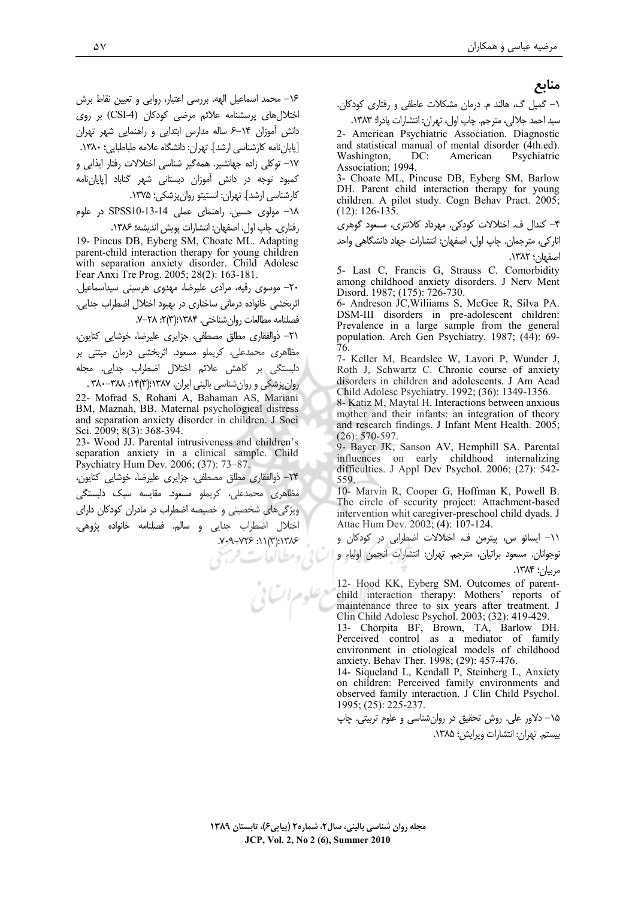## منابع

۱- گمپل گ، هالند م. درمان مشکلات عاطفی و رفتاری کودکان. سید احمد جلالی، مترجم. چاپ اول، تهران: انتشارات پادرا؛ ۱۳۸۳.

2- American Psychiatric Association. Diagnostic and statistical manual of mental disorder (4th.ed). Washington, DC: American Psychiatric Association; 1994.

3- Choate ML, Pincuse DB, Eyberg SM, Barlow DH. Parent child interaction therapy for young children. A pilot study. Cogn Behav Pract. 2005; (12): 126-135.

۴- کندال ف. اختلالات کودکی. مهرداد کلانتری، مسعود گوهری انارکی، مترجمان. چاپ اول، اصفهان: انتشارات جهاد دانشگاهی واحد اصفهان؛ ۱۳۸۲.

5- Last C, Francis G, Strauss C. Comorbidity among childhood anxiety disorders. J Nerv Ment Disord. 1987; (175): 726-730.

6- Andreson JC,Wiliiams S, McGee R, Silva PA. DSM-III disorders in pre-adolescent children: Prevalence in a large sample from the general population. Arch Gen Psychiatry. 1987; (44): 69-76.

7- Keller M, Beardslee W, Lavori P, Wunder J, Roth J, Schwartz C. Chronic course of anxiety disorders in children and adolescents. J Am Acad Child Adolesc Psychiatry. 1992; (36): 1349-1356.

8- Katiz M, Maytal H. Interactions between anxious mother and their infants: an integration of theory and research findings. J Infant Ment Health. 2005; (26): 570-597.

9- Bayer JK, Sanson AV, Hemphill SA. Parental influences on early childhood internalizing difficulties. J Appl Dev Psychol. 2006; (27): 542-559.

10- Marvin R, Cooper G, Hoffman K, Powell B. The circle of security project: Attachment-based intervention whit caregiver-preschool child dyads. J Attac Hum Dev. 2002; (4): 107-124.

۱۱- ایسائو س، پیترمن ف. اختلالات اضطرابی در کودکان و نوجوانان. مسعود براتیان، مترجم. تهران: انتشارات انجمن اولیاء و مربیان؛ ۱۳۸۴.

12- Hood KK, Eyberg SM. Outcomes of parent-child interaction therapy: Mothers' reports of maintenance three to six years after treatment. J Clin Child Adolesc Psychol. 2003; (32): 419-429.

13- Chorpita BF, Brown, TA, Barlow DH. Perceived control as a mediator of family environment in etiological models of childhood anxiety. Behav Ther. 1998; (29): 457-476.

14- Siqueland L, Kendall P, Steinberg L, Anxiety on children: Perceived family environments and observed family interaction. J Clin Child Psychol. 1995; (25): 225-237.

۱۵- دلاور علی. روش تحقیق در روان‌شناسی و علوم تربیتی. چاپ بیستم. تهران: انتشارات ویرایش؛ ۱۳۸۵.

۱۶- محمد اسماعیل الهه. بررسی اعتبار، روایی و تعیین نقاط برش اختلال‌های پرسشنامه علائم مرضی کودکان (CSI-4) بر روی دانش آموزان ۱۴-۶ ساله مدارس ابتدایی و راهنمایی شهر تهران [پایان‌نامه کارشناسی ارشد]. تهران: دانشگاه علامه طباطبایی؛ ۱۳۸۰.

۱۷- توکلی زاده جهانشیر. همه‌گیر شناسی اختلالات رفتار ایذایی و کمبود توجه در دانش آموزان دبستانی شهر گناباد [پایان‌نامه کارشناسی ارشد]. تهران: انستیتو روان‌پزشکی؛ ۱۳۷۵.

۱۸- مولوی حسین. راهنمای عملی SPSS10-13-14 در علوم رفتاری. چاپ اول. اصفهان: انتشارات پویش اندیشه؛ ۱۳۸۶.

19- Pincus DB, Eyberg SM, Choate ML. Adapting parent-child interaction therapy for young children with separation anxiety disorder. Child Adolesc Fear Anxi Tre Prog. 2005; 28(2): 163-181.

۲۰- موسوی رقیه، مرادی علیرضا، مهدوی هرسینی سیداسماعیل. اثربخشی خانواده درمانی ساختاری در بهبود اختلال اضطراب جدایی. فصلنامه مطالعات روان‌شناختی. ۱۳۸۴؛(۳)۲: ۲۸-۷.

۲۱- ذوالفقاری مطلق مصطفی، جزایری علیرضا، خوشابی کتایون، مظاهری محمدعلی، کریملو مسعود. اثربخشی درمان مبتنی بر دلبستگی بر کاهش علائم اختلال اضطراب جدایی. مجله روان‌پزشکی و روان‌شناسی بالینی ایران. ۱۳۸۷؛۱۴(۳): ۳۸۸-۳۸۰.

22- Mofrad S, Rohani A, Bahaman AS, Mariani BM, Maznah, BB. Maternal psychological distress and separation anxiety disorder in children. J Soci Sci. 2009; 8(3): 368-394.

23- Wood JJ. Parental intrusiveness and children's separation anxiety in a clinical sample. Child Psychiatry Hum Dev. 2006; (37): 73–87.

۲۴- ذوالفقاری مطلق مصطفی، جزایری علیرضا، خوشابی کتایون، مظاهری محمدعلی، کریملو مسعود. مقایسه سبک دلبستگی ویژگی‌های شخصیتی و خصیصه اضطراب در مادران کودکان دارای اختلال اضطراب جدایی و سالم. فصلنامه خانواده پژوهی. ۱۳۸۶؛۱۱(۳): ۷۲۶-۷۰۹.